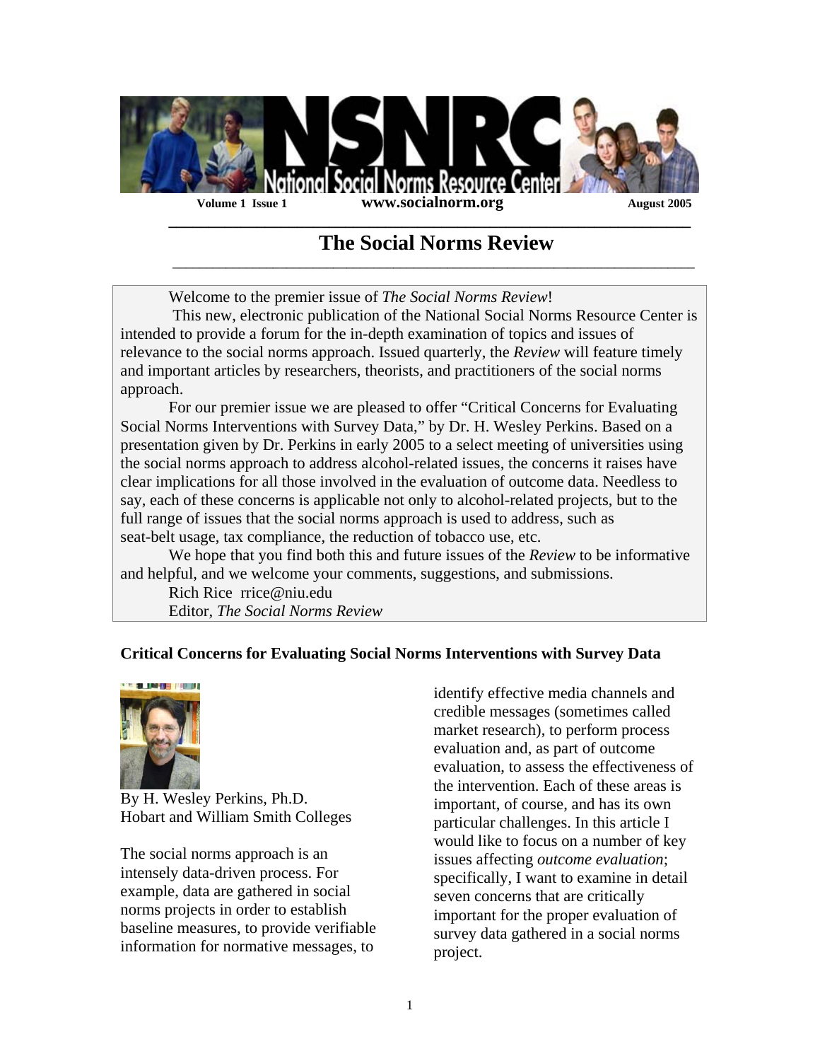# NSNRC National Social Norms Resource Center

Volume 1 Issue 1 www.socialnorm.org August 2005

## The Social Norms Review

Welcome to the premier issue of *The Social Norms Review*!

This new, electronic publication of the National Social Norms Resource Center is intended to provide a forum for the in-depth examination of topics and issues of relevance to the social norms approach. Issued quarterly, the *Review* will feature timely and important articles by researchers, theorists, and practitioners of the social norms approach.

For our premier issue we are pleased to offer "Critical Concerns for Evaluating Social Norms Interventions with Survey Data," by Dr. H. Wesley Perkins. Based on a presentation given by Dr. Perkins in early 2005 to a select meeting of universities using the social norms approach to address alcohol-related issues, the concerns it raises have clear implications for all those involved in the evaluation of outcome data. Needless to say, each of these concerns is applicable not only to alcohol-related projects, but to the full range of issues that the social norms approach is used to address, such as seat-belt usage, tax compliance, the reduction of tobacco use, etc.

We hope that you find both this and future issues of the *Review* to be informative and helpful, and we welcome your comments, suggestions, and submissions.

Rich Rice rrice@niu.edu
Editor, *The Social Norms Review*

### Critical Concerns for Evaluating Social Norms Interventions with Survey Data

By H. Wesley Perkins, Ph.D.
Hobart and William Smith Colleges

The social norms approach is an intensely data-driven process. For example, data are gathered in social norms projects in order to establish baseline measures, to provide verifiable information for normative messages, to identify effective media channels and credible messages (sometimes called market research), to perform process evaluation and, as part of outcome evaluation, to assess the effectiveness of the intervention. Each of these areas is important, of course, and has its own particular challenges. In this article I would like to focus on a number of key issues affecting *outcome evaluation*; specifically, I want to examine in detail seven concerns that are critically important for the proper evaluation of survey data gathered in a social norms project.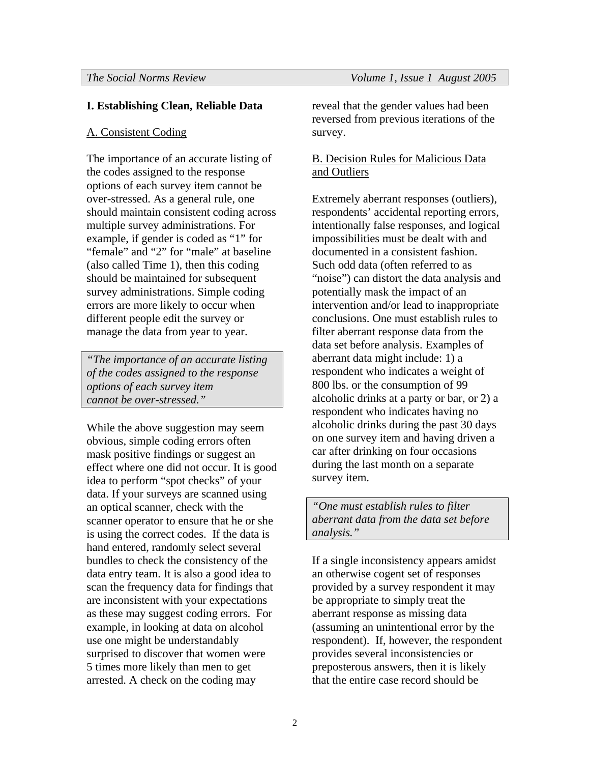## I. Establishing Clean, Reliable Data

### A. Consistent Coding

The importance of an accurate listing of the codes assigned to the response options of each survey item cannot be over-stressed. As a general rule, one should maintain consistent coding across multiple survey administrations. For example, if gender is coded as "1" for "female" and "2" for "male" at baseline (also called Time 1), then this coding should be maintained for subsequent survey administrations. Simple coding errors are more likely to occur when different people edit the survey or manage the data from year to year.

> *"The importance of an accurate listing of the codes assigned to the response options of each survey item cannot be over-stressed."*

While the above suggestion may seem obvious, simple coding errors often mask positive findings or suggest an effect where one did not occur. It is good idea to perform "spot checks" of your data. If your surveys are scanned using an optical scanner, check with the scanner operator to ensure that he or she is using the correct codes. If the data is hand entered, randomly select several bundles to check the consistency of the data entry team. It is also a good idea to scan the frequency data for findings that are inconsistent with your expectations as these may suggest coding errors. For example, in looking at data on alcohol use one might be understandably surprised to discover that women were 5 times more likely than men to get arrested. A check on the coding may reveal that the gender values had been reversed from previous iterations of the survey.

### B. Decision Rules for Malicious Data and Outliers

Extremely aberrant responses (outliers), respondents' accidental reporting errors, intentionally false responses, and logical impossibilities must be dealt with and documented in a consistent fashion. Such odd data (often referred to as "noise") can distort the data analysis and potentially mask the impact of an intervention and/or lead to inappropriate conclusions. One must establish rules to filter aberrant response data from the data set before analysis. Examples of aberrant data might include: 1) a respondent who indicates a weight of 800 lbs. or the consumption of 99 alcoholic drinks at a party or bar, or 2) a respondent who indicates having no alcoholic drinks during the past 30 days on one survey item and having driven a car after drinking on four occasions during the last month on a separate survey item.

> *"One must establish rules to filter aberrant data from the data set before analysis."*

If a single inconsistency appears amidst an otherwise cogent set of responses provided by a survey respondent it may be appropriate to simply treat the aberrant response as missing data (assuming an unintentional error by the respondent). If, however, the respondent provides several inconsistencies or preposterous answers, then it is likely that the entire case record should be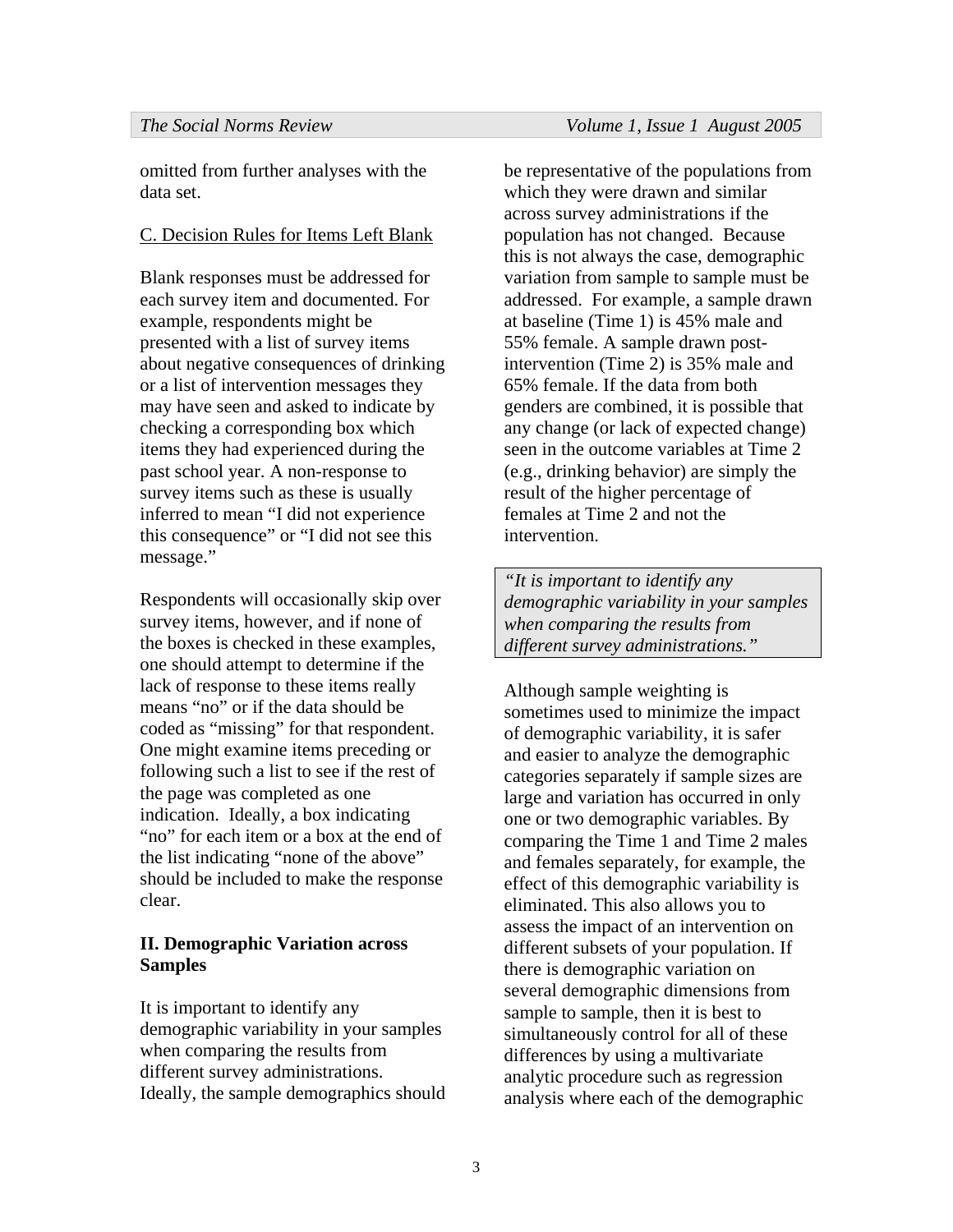omitted from further analyses with the data set.

C. Decision Rules for Items Left Blank

Blank responses must be addressed for each survey item and documented. For example, respondents might be presented with a list of survey items about negative consequences of drinking or a list of intervention messages they may have seen and asked to indicate by checking a corresponding box which items they had experienced during the past school year. A non-response to survey items such as these is usually inferred to mean "I did not experience this consequence" or "I did not see this message."

Respondents will occasionally skip over survey items, however, and if none of the boxes is checked in these examples, one should attempt to determine if the lack of response to these items really means "no" or if the data should be coded as "missing" for that respondent. One might examine items preceding or following such a list to see if the rest of the page was completed as one indication. Ideally, a box indicating "no" for each item or a box at the end of the list indicating "none of the above" should be included to make the response clear.

## II. Demographic Variation across Samples

It is important to identify any demographic variability in your samples when comparing the results from different survey administrations. Ideally, the sample demographics should be representative of the populations from which they were drawn and similar across survey administrations if the population has not changed. Because this is not always the case, demographic variation from sample to sample must be addressed. For example, a sample drawn at baseline (Time 1) is 45% male and 55% female. A sample drawn post-intervention (Time 2) is 35% male and 65% female. If the data from both genders are combined, it is possible that any change (or lack of expected change) seen in the outcome variables at Time 2 (e.g., drinking behavior) are simply the result of the higher percentage of females at Time 2 and not the intervention.

> *"It is important to identify any demographic variability in your samples when comparing the results from different survey administrations."*

Although sample weighting is sometimes used to minimize the impact of demographic variability, it is safer and easier to analyze the demographic categories separately if sample sizes are large and variation has occurred in only one or two demographic variables. By comparing the Time 1 and Time 2 males and females separately, for example, the effect of this demographic variability is eliminated. This also allows you to assess the impact of an intervention on different subsets of your population. If there is demographic variation on several demographic dimensions from sample to sample, then it is best to simultaneously control for all of these differences by using a multivariate analytic procedure such as regression analysis where each of the demographic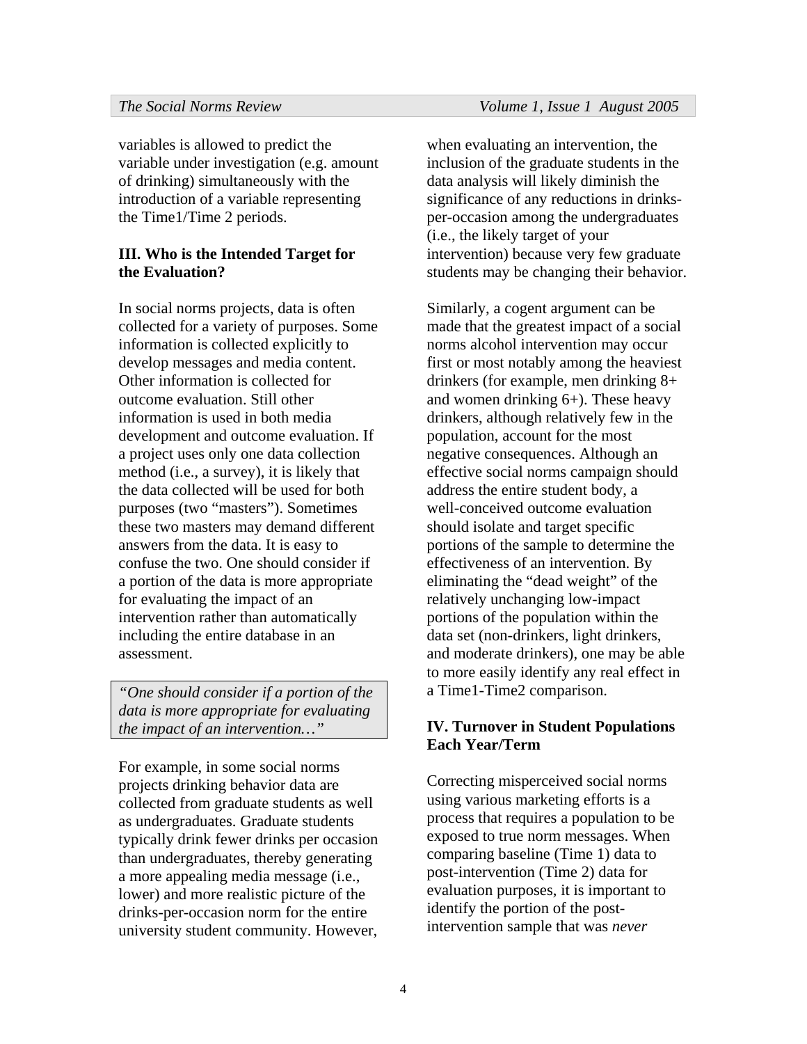variables is allowed to predict the variable under investigation (e.g. amount of drinking) simultaneously with the introduction of a variable representing the Time1/Time 2 periods.

### III. Who is the Intended Target for the Evaluation?

In social norms projects, data is often collected for a variety of purposes. Some information is collected explicitly to develop messages and media content. Other information is collected for outcome evaluation. Still other information is used in both media development and outcome evaluation. If a project uses only one data collection method (i.e., a survey), it is likely that the data collected will be used for both purposes (two "masters"). Sometimes these two masters may demand different answers from the data. It is easy to confuse the two. One should consider if a portion of the data is more appropriate for evaluating the impact of an intervention rather than automatically including the entire database in an assessment.

> *"One should consider if a portion of the data is more appropriate for evaluating the impact of an intervention…"*

For example, in some social norms projects drinking behavior data are collected from graduate students as well as undergraduates. Graduate students typically drink fewer drinks per occasion than undergraduates, thereby generating a more appealing media message (i.e., lower) and more realistic picture of the drinks-per-occasion norm for the entire university student community. However, when evaluating an intervention, the inclusion of the graduate students in the data analysis will likely diminish the significance of any reductions in drinks-per-occasion among the undergraduates (i.e., the likely target of your intervention) because very few graduate students may be changing their behavior.

Similarly, a cogent argument can be made that the greatest impact of a social norms alcohol intervention may occur first or most notably among the heaviest drinkers (for example, men drinking 8+ and women drinking 6+). These heavy drinkers, although relatively few in the population, account for the most negative consequences. Although an effective social norms campaign should address the entire student body, a well-conceived outcome evaluation should isolate and target specific portions of the sample to determine the effectiveness of an intervention. By eliminating the "dead weight" of the relatively unchanging low-impact portions of the population within the data set (non-drinkers, light drinkers, and moderate drinkers), one may be able to more easily identify any real effect in a Time1-Time2 comparison.

### IV. Turnover in Student Populations Each Year/Term

Correcting misperceived social norms using various marketing efforts is a process that requires a population to be exposed to true norm messages. When comparing baseline (Time 1) data to post-intervention (Time 2) data for evaluation purposes, it is important to identify the portion of the post-intervention sample that was *never*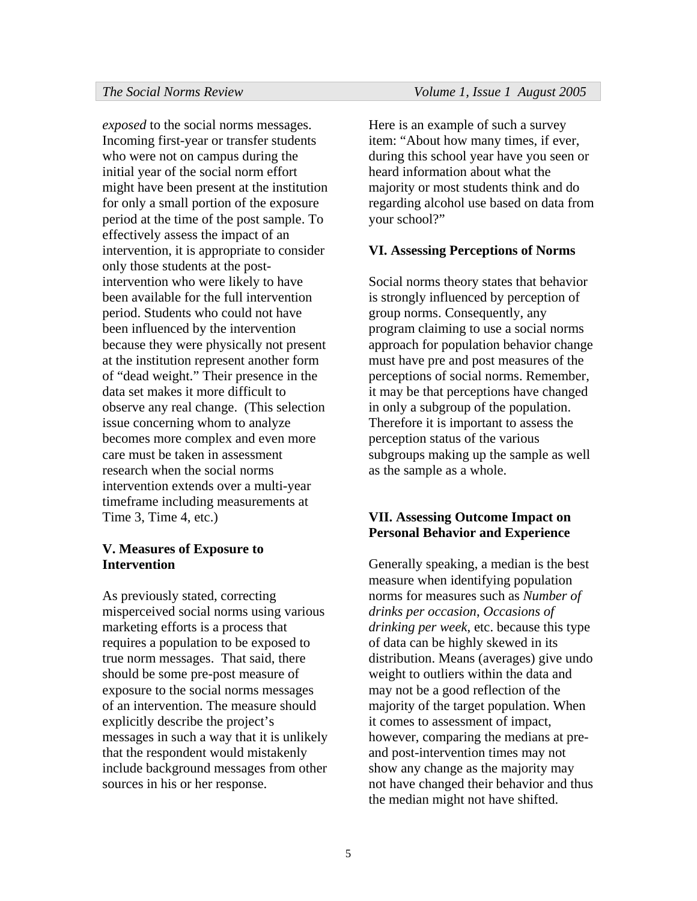*exposed* to the social norms messages. Incoming first-year or transfer students who were not on campus during the initial year of the social norm effort might have been present at the institution for only a small portion of the exposure period at the time of the post sample. To effectively assess the impact of an intervention, it is appropriate to consider only those students at the post-intervention who were likely to have been available for the full intervention period. Students who could not have been influenced by the intervention because they were physically not present at the institution represent another form of "dead weight." Their presence in the data set makes it more difficult to observe any real change. (This selection issue concerning whom to analyze becomes more complex and even more care must be taken in assessment research when the social norms intervention extends over a multi-year timeframe including measurements at Time 3, Time 4, etc.)

**V. Measures of Exposure to Intervention**

As previously stated, correcting misperceived social norms using various marketing efforts is a process that requires a population to be exposed to true norm messages. That said, there should be some pre-post measure of exposure to the social norms messages of an intervention. The measure should explicitly describe the project's messages in such a way that it is unlikely that the respondent would mistakenly include background messages from other sources in his or her response.

Here is an example of such a survey item: "About how many times, if ever, during this school year have you seen or heard information about what the majority or most students think and do regarding alcohol use based on data from your school?"

**VI. Assessing Perceptions of Norms**

Social norms theory states that behavior is strongly influenced by perception of group norms. Consequently, any program claiming to use a social norms approach for population behavior change must have pre and post measures of the perceptions of social norms. Remember, it may be that perceptions have changed in only a subgroup of the population. Therefore it is important to assess the perception status of the various subgroups making up the sample as well as the sample as a whole.

**VII. Assessing Outcome Impact on Personal Behavior and Experience**

Generally speaking, a median is the best measure when identifying population norms for measures such as *Number of drinks per occasion*, *Occasions of drinking per week*, etc. because this type of data can be highly skewed in its distribution. Means (averages) give undo weight to outliers within the data and may not be a good reflection of the majority of the target population. When it comes to assessment of impact, however, comparing the medians at pre- and post-intervention times may not show any change as the majority may not have changed their behavior and thus the median might not have shifted.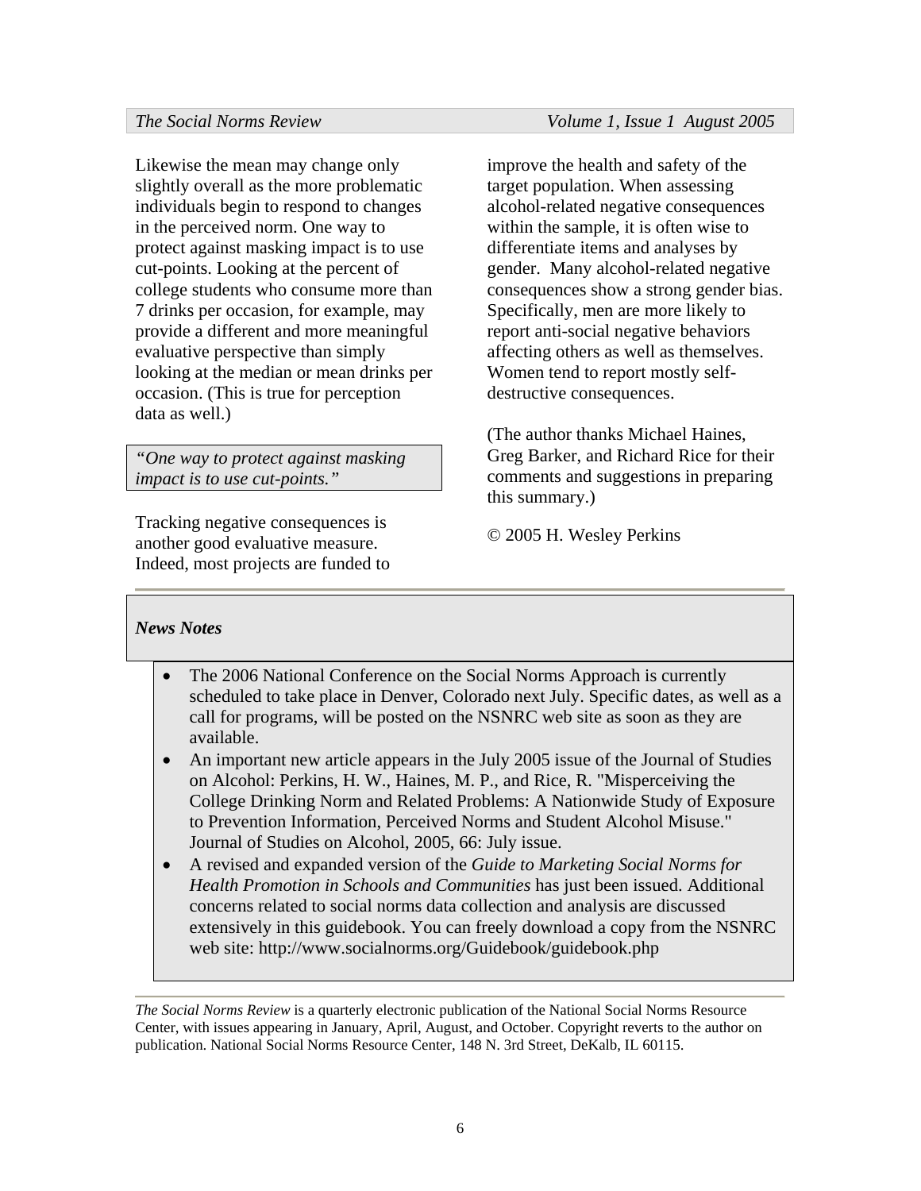Likewise the mean may change only slightly overall as the more problematic individuals begin to respond to changes in the perceived norm. One way to protect against masking impact is to use cut-points. Looking at the percent of college students who consume more than 7 drinks per occasion, for example, may provide a different and more meaningful evaluative perspective than simply looking at the median or mean drinks per occasion. (This is true for perception data as well.)

> *"One way to protect against masking impact is to use cut-points."*

Tracking negative consequences is another good evaluative measure. Indeed, most projects are funded to improve the health and safety of the target population. When assessing alcohol-related negative consequences within the sample, it is often wise to differentiate items and analyses by gender. Many alcohol-related negative consequences show a strong gender bias. Specifically, men are more likely to report anti-social negative behaviors affecting others as well as themselves. Women tend to report mostly self-destructive consequences.

(The author thanks Michael Haines, Greg Barker, and Richard Rice for their comments and suggestions in preparing this summary.)

© 2005 H. Wesley Perkins

### *News Notes*

- The 2006 National Conference on the Social Norms Approach is currently scheduled to take place in Denver, Colorado next July. Specific dates, as well as a call for programs, will be posted on the NSNRC web site as soon as they are available.
- An important new article appears in the July 2005 issue of the Journal of Studies on Alcohol: Perkins, H. W., Haines, M. P., and Rice, R. "Misperceiving the College Drinking Norm and Related Problems: A Nationwide Study of Exposure to Prevention Information, Perceived Norms and Student Alcohol Misuse." Journal of Studies on Alcohol, 2005, 66: July issue.
- A revised and expanded version of the *Guide to Marketing Social Norms for Health Promotion in Schools and Communities* has just been issued. Additional concerns related to social norms data collection and analysis are discussed extensively in this guidebook. You can freely download a copy from the NSNRC web site: http://www.socialnorms.org/Guidebook/guidebook.php

*The Social Norms Review* is a quarterly electronic publication of the National Social Norms Resource Center, with issues appearing in January, April, August, and October. Copyright reverts to the author on publication. National Social Norms Resource Center, 148 N. 3rd Street, DeKalb, IL 60115.